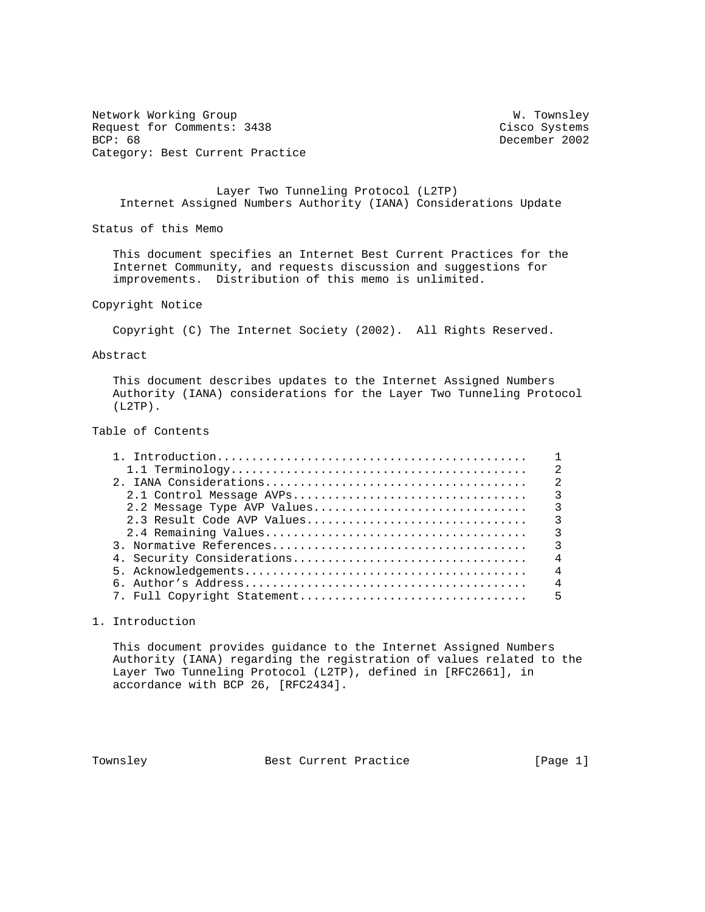Network Working Group W. Townsley
Request for Comments: 3438 Cisco Systems
BCP: 68 December 2002
Category: Best Current Practice

# Layer Two Tunneling Protocol (L2TP) Internet Assigned Numbers Authority (IANA) Considerations Update

## Status of this Memo

This document specifies an Internet Best Current Practices for the Internet Community, and requests discussion and suggestions for improvements. Distribution of this memo is unlimited.

## Copyright Notice

Copyright (C) The Internet Society (2002). All Rights Reserved.

## Abstract

This document describes updates to the Internet Assigned Numbers Authority (IANA) considerations for the Layer Two Tunneling Protocol (L2TP).

## Table of Contents

```
1. Introduction............................................    1
  1.1 Terminology..........................................    2
2. IANA Considerations.....................................    2
  2.1 Control Message AVPs.................................    3
  2.2 Message Type AVP Values..............................    3
  2.3 Result Code AVP Values...............................    3
  2.4 Remaining Values.....................................    3
3. Normative References....................................    3
4. Security Considerations.................................    4
5. Acknowledgements........................................    4
6. Author's Address........................................    4
7. Full Copyright Statement................................    5
```

## 1. Introduction

This document provides guidance to the Internet Assigned Numbers Authority (IANA) regarding the registration of values related to the Layer Two Tunneling Protocol (L2TP), defined in [RFC2661], in accordance with BCP 26, [RFC2434].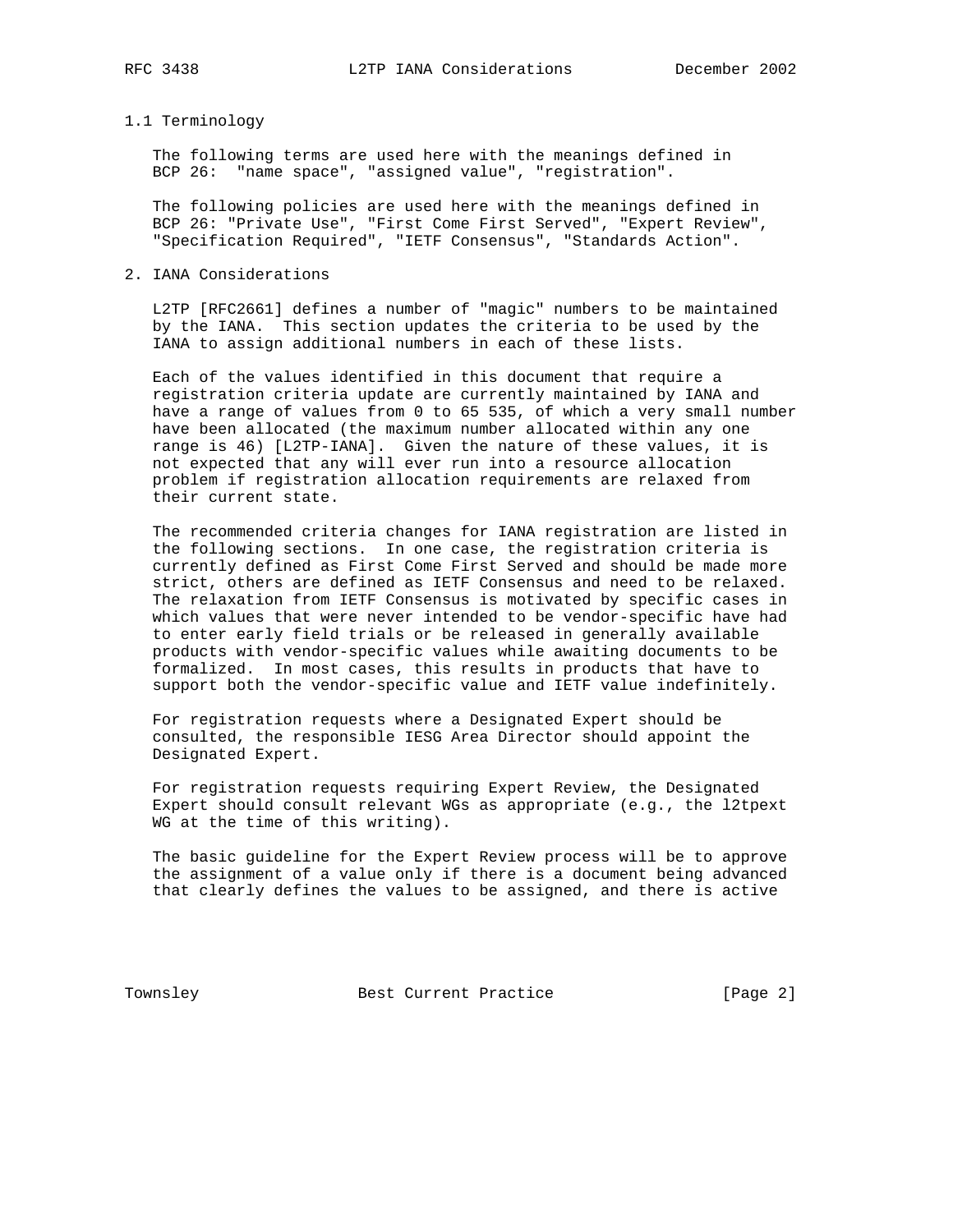### 1.1 Terminology

The following terms are used here with the meanings defined in BCP 26: "name space", "assigned value", "registration".

The following policies are used here with the meanings defined in BCP 26: "Private Use", "First Come First Served", "Expert Review", "Specification Required", "IETF Consensus", "Standards Action".

## 2. IANA Considerations

L2TP [RFC2661] defines a number of "magic" numbers to be maintained by the IANA. This section updates the criteria to be used by the IANA to assign additional numbers in each of these lists.

Each of the values identified in this document that require a registration criteria update are currently maintained by IANA and have a range of values from 0 to 65 535, of which a very small number have been allocated (the maximum number allocated within any one range is 46) [L2TP-IANA]. Given the nature of these values, it is not expected that any will ever run into a resource allocation problem if registration allocation requirements are relaxed from their current state.

The recommended criteria changes for IANA registration are listed in the following sections. In one case, the registration criteria is currently defined as First Come First Served and should be made more strict, others are defined as IETF Consensus and need to be relaxed. The relaxation from IETF Consensus is motivated by specific cases in which values that were never intended to be vendor-specific have had to enter early field trials or be released in generally available products with vendor-specific values while awaiting documents to be formalized. In most cases, this results in products that have to support both the vendor-specific value and IETF value indefinitely.

For registration requests where a Designated Expert should be consulted, the responsible IESG Area Director should appoint the Designated Expert.

For registration requests requiring Expert Review, the Designated Expert should consult relevant WGs as appropriate (e.g., the l2tpext WG at the time of this writing).

The basic guideline for the Expert Review process will be to approve the assignment of a value only if there is a document being advanced that clearly defines the values to be assigned, and there is active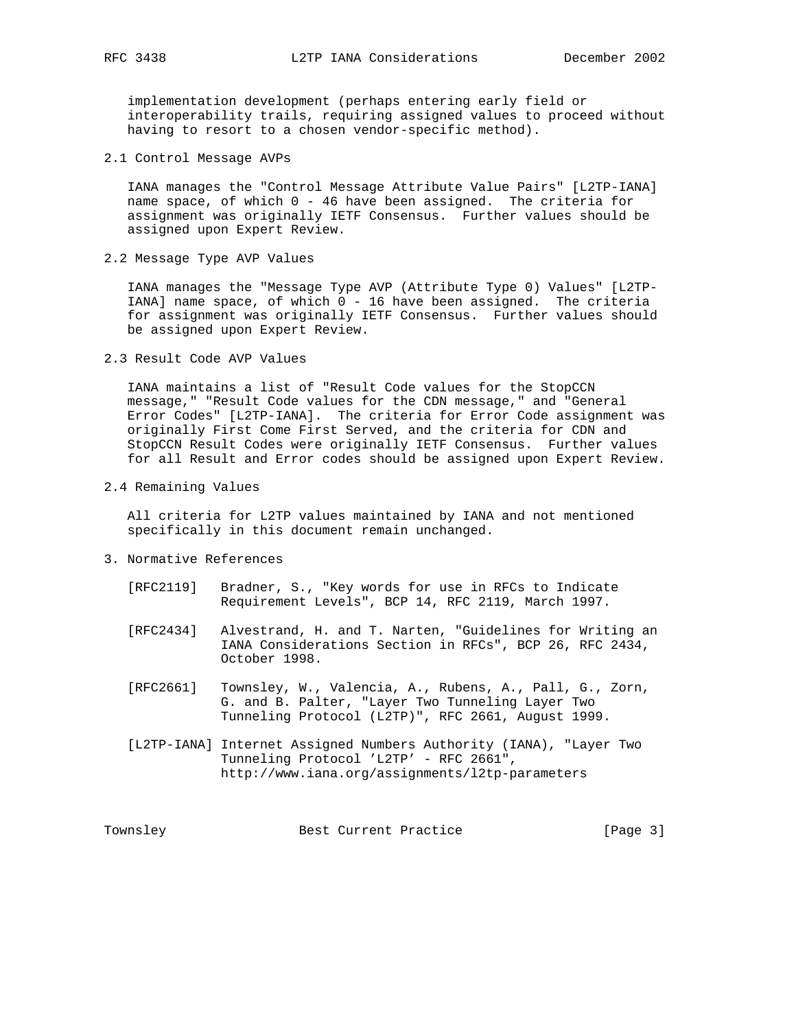implementation development (perhaps entering early field or interoperability trails, requiring assigned values to proceed without having to resort to a chosen vendor-specific method).

## 2.1 Control Message AVPs

IANA manages the "Control Message Attribute Value Pairs" [L2TP-IANA] name space, of which 0 - 46 have been assigned. The criteria for assignment was originally IETF Consensus. Further values should be assigned upon Expert Review.

## 2.2 Message Type AVP Values

IANA manages the "Message Type AVP (Attribute Type 0) Values" [L2TP-IANA] name space, of which 0 - 16 have been assigned. The criteria for assignment was originally IETF Consensus. Further values should be assigned upon Expert Review.

## 2.3 Result Code AVP Values

IANA maintains a list of "Result Code values for the StopCCN message," "Result Code values for the CDN message," and "General Error Codes" [L2TP-IANA]. The criteria for Error Code assignment was originally First Come First Served, and the criteria for CDN and StopCCN Result Codes were originally IETF Consensus. Further values for all Result and Error codes should be assigned upon Expert Review.

## 2.4 Remaining Values

All criteria for L2TP values maintained by IANA and not mentioned specifically in this document remain unchanged.

# 3. Normative References

[RFC2119] Bradner, S., "Key words for use in RFCs to Indicate Requirement Levels", BCP 14, RFC 2119, March 1997.

[RFC2434] Alvestrand, H. and T. Narten, "Guidelines for Writing an IANA Considerations Section in RFCs", BCP 26, RFC 2434, October 1998.

[RFC2661] Townsley, W., Valencia, A., Rubens, A., Pall, G., Zorn, G. and B. Palter, "Layer Two Tunneling Layer Two Tunneling Protocol (L2TP)", RFC 2661, August 1999.

[L2TP-IANA] Internet Assigned Numbers Authority (IANA), "Layer Two Tunneling Protocol 'L2TP' - RFC 2661", http://www.iana.org/assignments/l2tp-parameters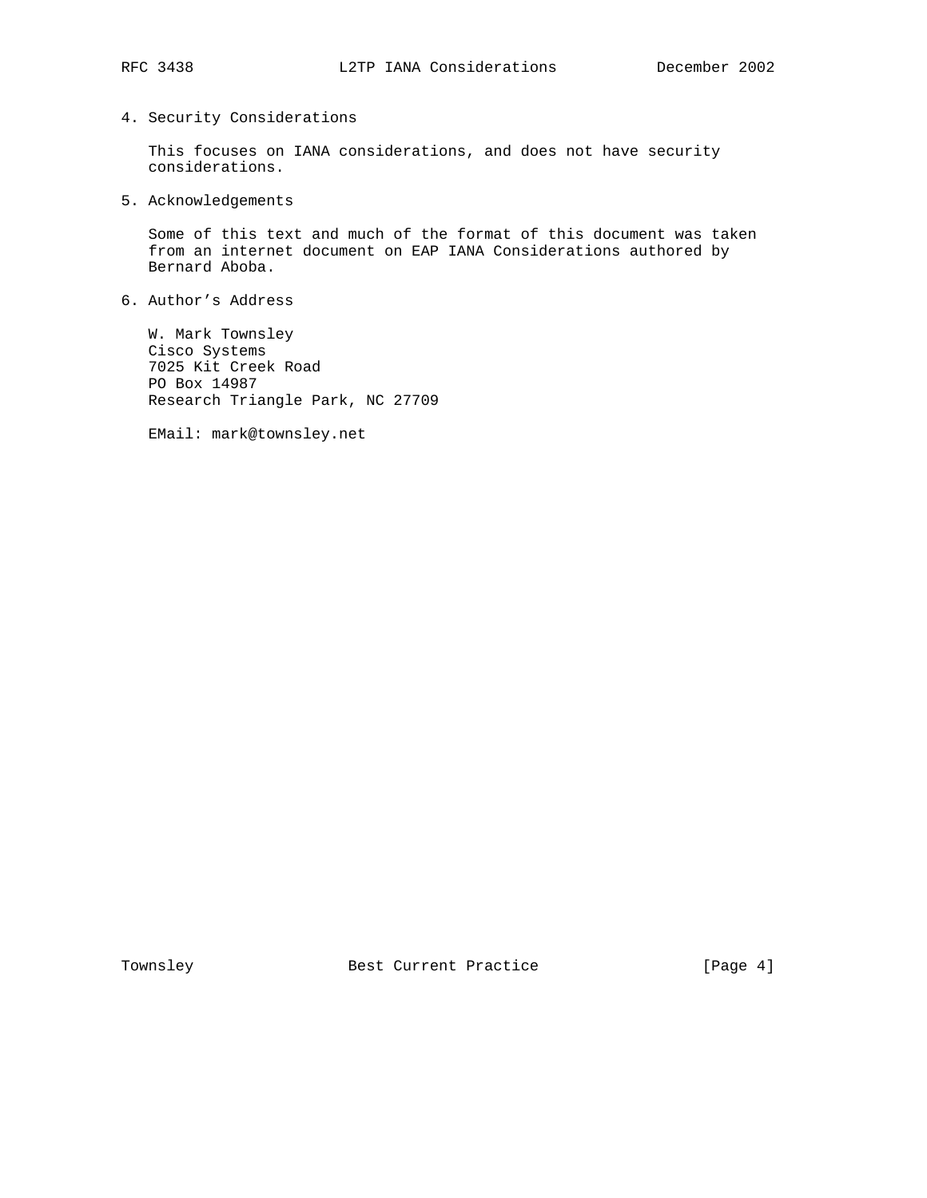## 4. Security Considerations

This focuses on IANA considerations, and does not have security considerations.

## 5. Acknowledgements

Some of this text and much of the format of this document was taken from an internet document on EAP IANA Considerations authored by Bernard Aboba.

## 6. Author's Address

W. Mark Townsley
Cisco Systems
7025 Kit Creek Road
PO Box 14987
Research Triangle Park, NC 27709

EMail: mark@townsley.net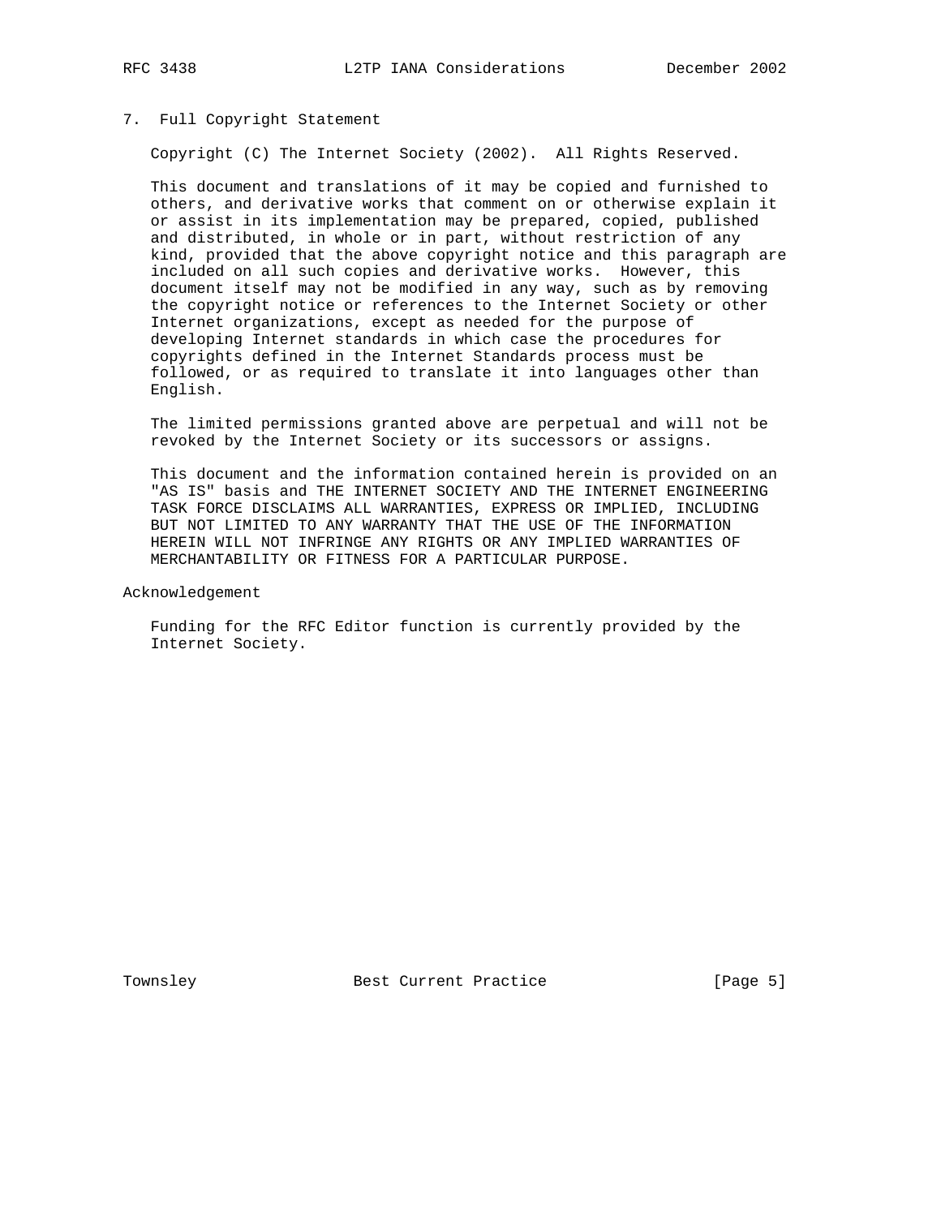## 7. Full Copyright Statement

Copyright (C) The Internet Society (2002). All Rights Reserved.

This document and translations of it may be copied and furnished to others, and derivative works that comment on or otherwise explain it or assist in its implementation may be prepared, copied, published and distributed, in whole or in part, without restriction of any kind, provided that the above copyright notice and this paragraph are included on all such copies and derivative works. However, this document itself may not be modified in any way, such as by removing the copyright notice or references to the Internet Society or other Internet organizations, except as needed for the purpose of developing Internet standards in which case the procedures for copyrights defined in the Internet Standards process must be followed, or as required to translate it into languages other than English.

The limited permissions granted above are perpetual and will not be revoked by the Internet Society or its successors or assigns.

This document and the information contained herein is provided on an "AS IS" basis and THE INTERNET SOCIETY AND THE INTERNET ENGINEERING TASK FORCE DISCLAIMS ALL WARRANTIES, EXPRESS OR IMPLIED, INCLUDING BUT NOT LIMITED TO ANY WARRANTY THAT THE USE OF THE INFORMATION HEREIN WILL NOT INFRINGE ANY RIGHTS OR ANY IMPLIED WARRANTIES OF MERCHANTABILITY OR FITNESS FOR A PARTICULAR PURPOSE.

## Acknowledgement

Funding for the RFC Editor function is currently provided by the Internet Society.